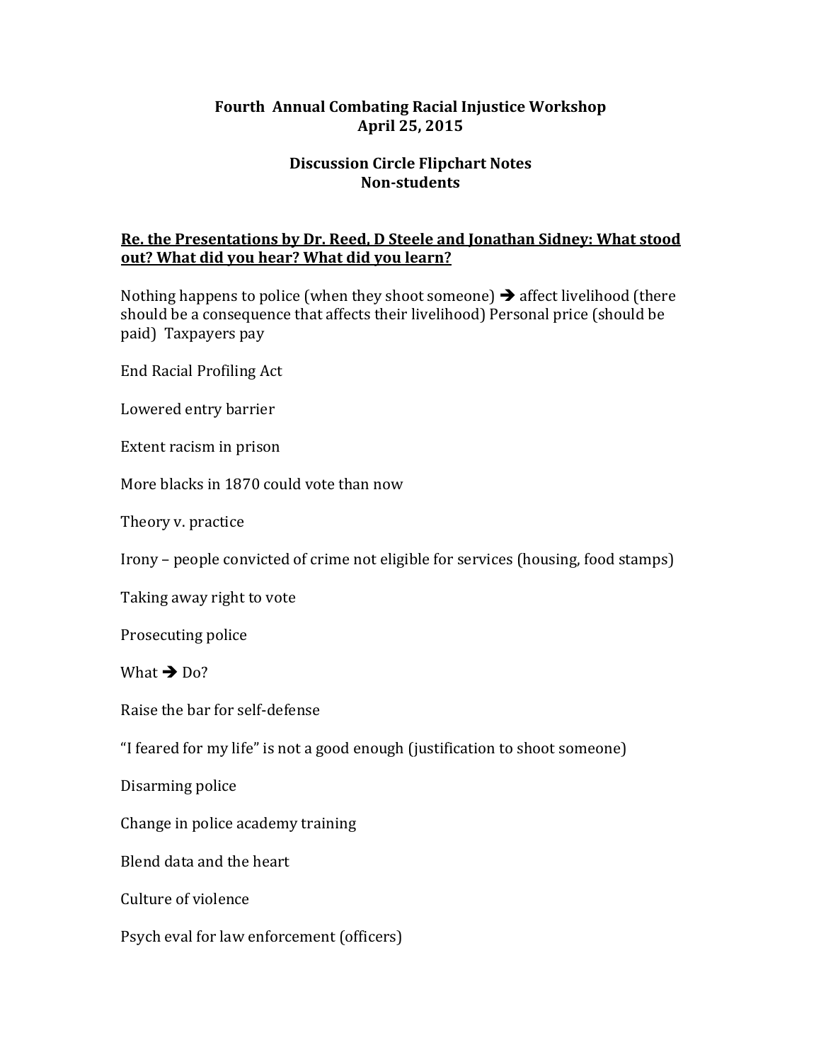# Fourth Annual Combating Racial Injustice Workshop
# April 25, 2015

## Discussion Circle Flipchart Notes
## Non-students

**<u>Re. the Presentations by Dr. Reed, D Steele and Jonathan Sidney: What stood out? What did you hear? What did you learn?</u>**

Nothing happens to police (when they shoot someone) ➔ affect livelihood (there should be a consequence that affects their livelihood) Personal price (should be paid) Taxpayers pay

End Racial Profiling Act

Lowered entry barrier

Extent racism in prison

More blacks in 1870 could vote than now

Theory v. practice

Irony – people convicted of crime not eligible for services (housing, food stamps)

Taking away right to vote

Prosecuting police

What ➔ Do?

Raise the bar for self-defense

"I feared for my life" is not a good enough (justification to shoot someone)

Disarming police

Change in police academy training

Blend data and the heart

Culture of violence

Psych eval for law enforcement (officers)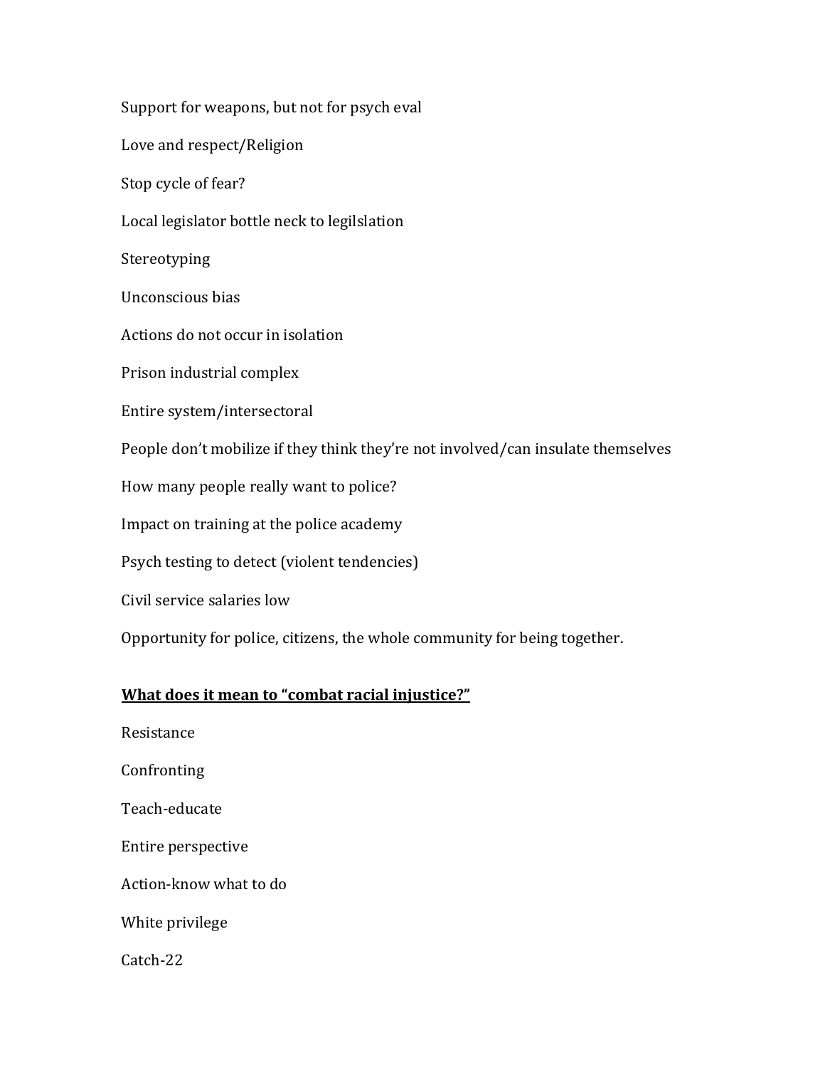Support for weapons, but not for psych eval

Love and respect/Religion

Stop cycle of fear?

Local legislator bottle neck to legilslation

Stereotyping

Unconscious bias

Actions do not occur in isolation

Prison industrial complex

Entire system/intersectoral

People don't mobilize if they think they're not involved/can insulate themselves

How many people really want to police?

Impact on training at the police academy

Psych testing to detect (violent tendencies)

Civil service salaries low

Opportunity for police, citizens, the whole community for being together.

<u>**What does it mean to "combat racial injustice?"**</u>

Resistance

Confronting

Teach-educate

Entire perspective

Action-know what to do

White privilege

Catch-22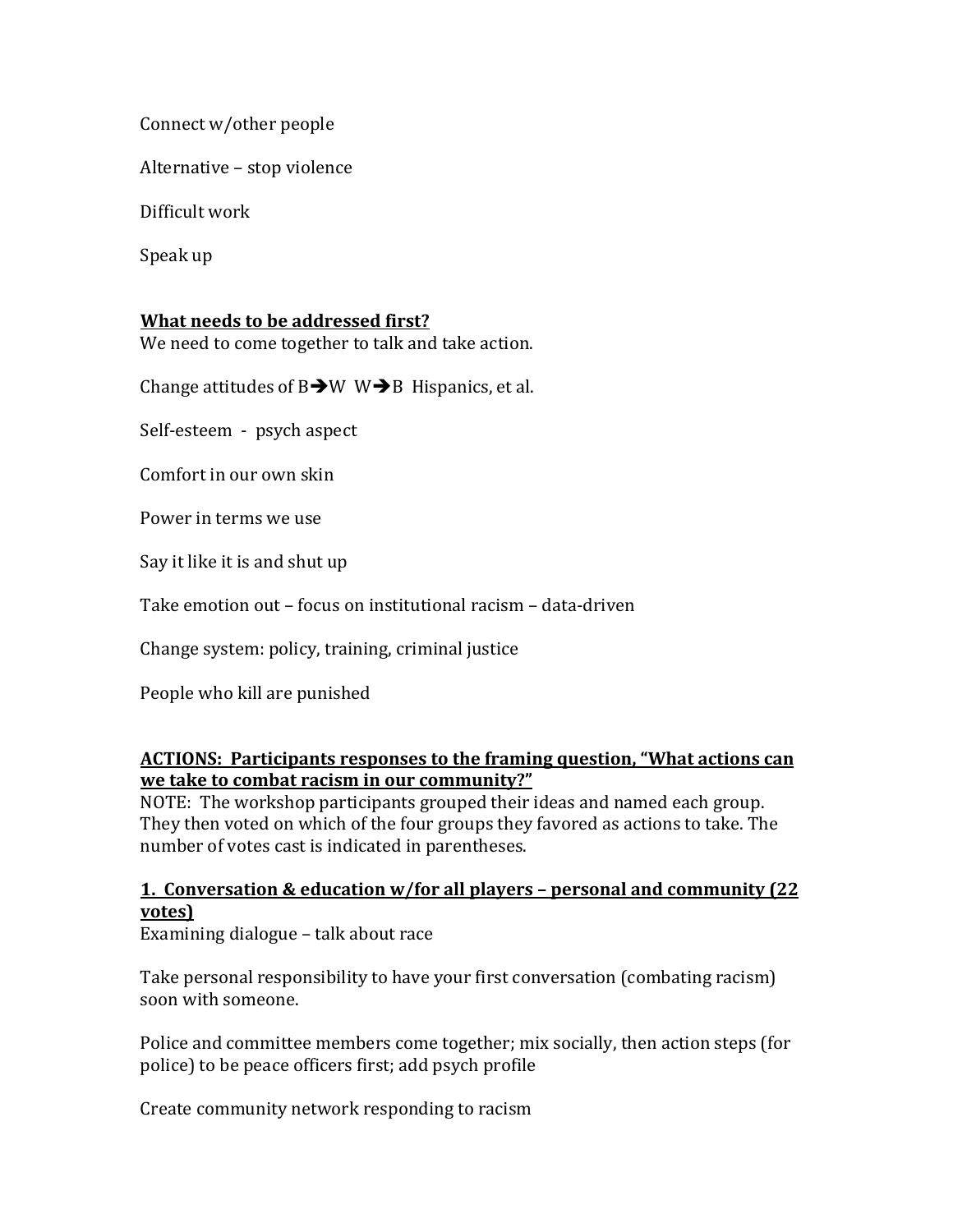Connect w/other people

Alternative – stop violence

Difficult work

Speak up

**<u>What needs to be addressed first?</u>**

We need to come together to talk and take action.

Change attitudes of B➔W W➔B Hispanics, et al.

Self-esteem - psych aspect

Comfort in our own skin

Power in terms we use

Say it like it is and shut up

Take emotion out – focus on institutional racism – data-driven

Change system: policy, training, criminal justice

People who kill are punished

**<u>ACTIONS: Participants responses to the framing question, "What actions can we take to combat racism in our community?"</u>**

NOTE: The workshop participants grouped their ideas and named each group. They then voted on which of the four groups they favored as actions to take. The number of votes cast is indicated in parentheses.

**<u>1. Conversation & education w/for all players – personal and community (22 votes)</u>**

Examining dialogue – talk about race

Take personal responsibility to have your first conversation (combating racism) soon with someone.

Police and committee members come together; mix socially, then action steps (for police) to be peace officers first; add psych profile

Create community network responding to racism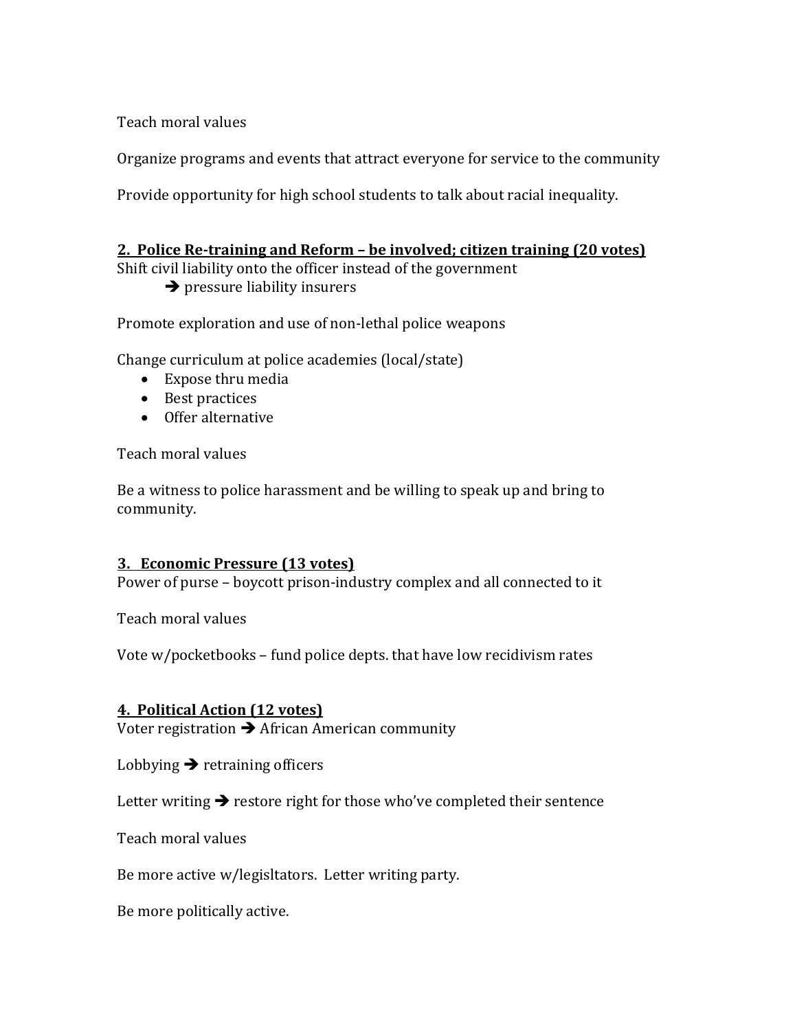Teach moral values

Organize programs and events that attract everyone for service to the community

Provide opportunity for high school students to talk about racial inequality.

**2. Police Re-training and Reform – be involved; citizen training (20 votes)**

Shift civil liability onto the officer instead of the government

➔ pressure liability insurers

Promote exploration and use of non-lethal police weapons

Change curriculum at police academies (local/state)

- Expose thru media
- Best practices
- Offer alternative

Teach moral values

Be a witness to police harassment and be willing to speak up and bring to community.

**3. Economic Pressure (13 votes)**

Power of purse – boycott prison-industry complex and all connected to it

Teach moral values

Vote w/pocketbooks – fund police depts. that have low recidivism rates

**4. Political Action (12 votes)**

Voter registration ➔ African American community

Lobbying ➔ retraining officers

Letter writing ➔ restore right for those who've completed their sentence

Teach moral values

Be more active w/legisltators. Letter writing party.

Be more politically active.